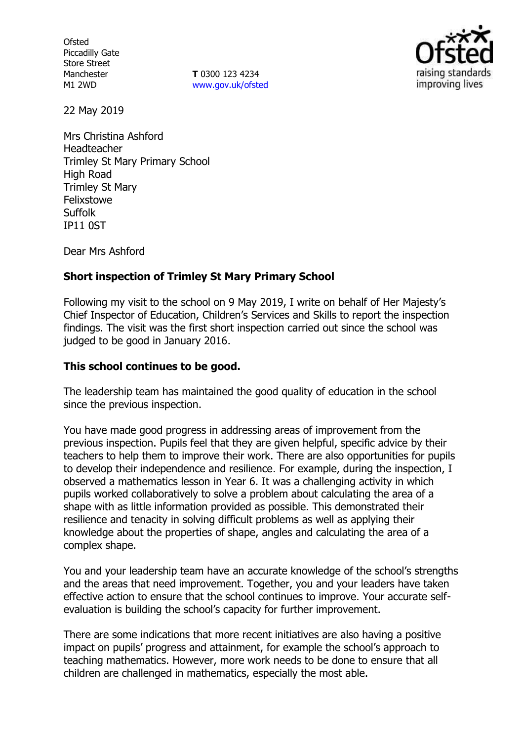Ofsted
Piccadilly Gate
Store Street
Manchester
M1 2WD

**T** 0300 123 4234
www.gov.uk/ofsted

22 May 2019

Mrs Christina Ashford
Headteacher
Trimley St Mary Primary School
High Road
Trimley St Mary
Felixstowe
Suffolk
IP11 0ST

Dear Mrs Ashford

**Short inspection of Trimley St Mary Primary School**

Following my visit to the school on 9 May 2019, I write on behalf of Her Majesty's Chief Inspector of Education, Children's Services and Skills to report the inspection findings. The visit was the first short inspection carried out since the school was judged to be good in January 2016.

**This school continues to be good.**

The leadership team has maintained the good quality of education in the school since the previous inspection.

You have made good progress in addressing areas of improvement from the previous inspection. Pupils feel that they are given helpful, specific advice by their teachers to help them to improve their work. There are also opportunities for pupils to develop their independence and resilience. For example, during the inspection, I observed a mathematics lesson in Year 6. It was a challenging activity in which pupils worked collaboratively to solve a problem about calculating the area of a shape with as little information provided as possible. This demonstrated their resilience and tenacity in solving difficult problems as well as applying their knowledge about the properties of shape, angles and calculating the area of a complex shape.

You and your leadership team have an accurate knowledge of the school's strengths and the areas that need improvement. Together, you and your leaders have taken effective action to ensure that the school continues to improve. Your accurate self-evaluation is building the school's capacity for further improvement.

There are some indications that more recent initiatives are also having a positive impact on pupils' progress and attainment, for example the school's approach to teaching mathematics. However, more work needs to be done to ensure that all children are challenged in mathematics, especially the most able.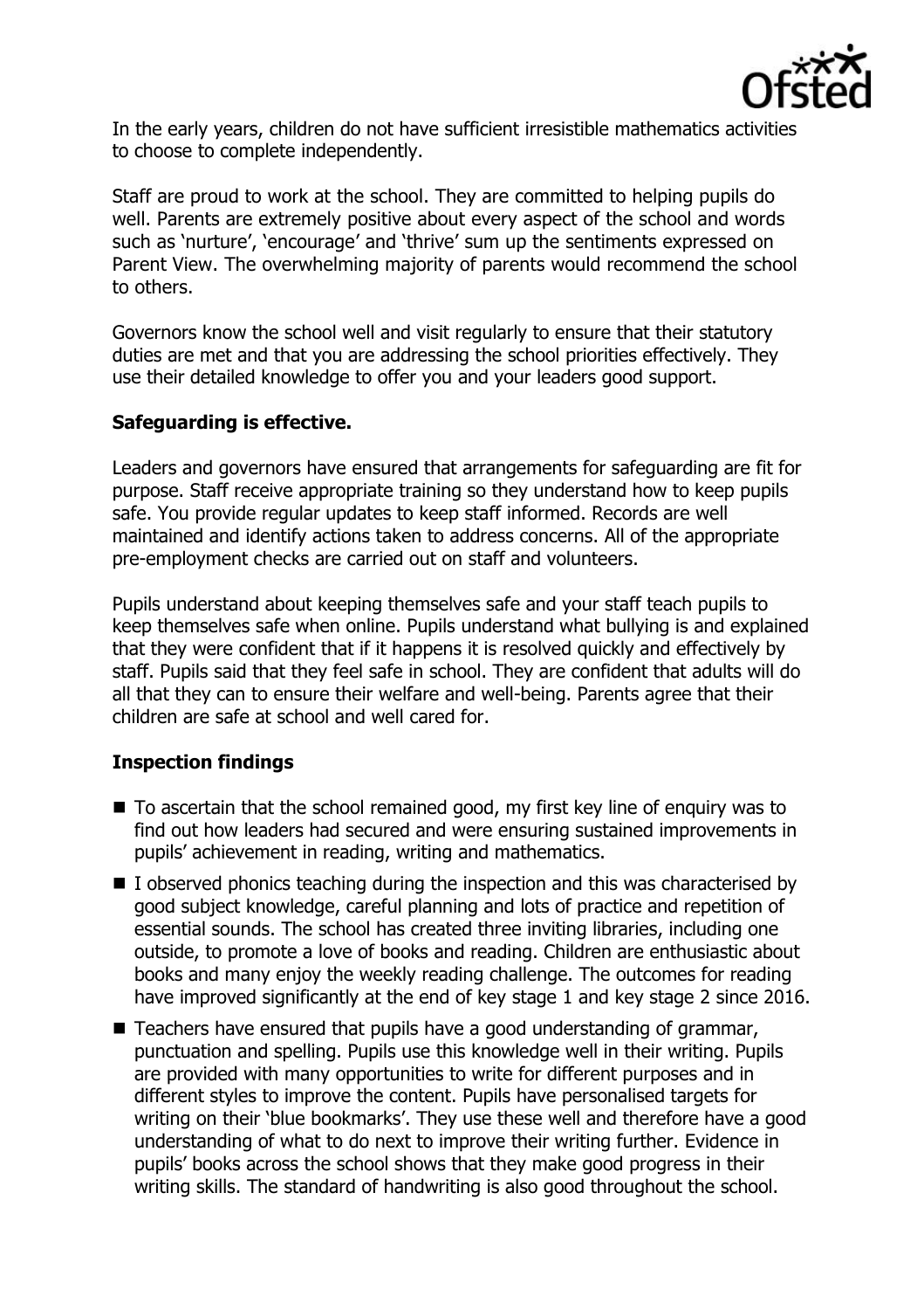In the early years, children do not have sufficient irresistible mathematics activities to choose to complete independently.

Staff are proud to work at the school. They are committed to helping pupils do well. Parents are extremely positive about every aspect of the school and words such as 'nurture', 'encourage' and 'thrive' sum up the sentiments expressed on Parent View. The overwhelming majority of parents would recommend the school to others.

Governors know the school well and visit regularly to ensure that their statutory duties are met and that you are addressing the school priorities effectively. They use their detailed knowledge to offer you and your leaders good support.

**Safeguarding is effective.**

Leaders and governors have ensured that arrangements for safeguarding are fit for purpose. Staff receive appropriate training so they understand how to keep pupils safe. You provide regular updates to keep staff informed. Records are well maintained and identify actions taken to address concerns. All of the appropriate pre-employment checks are carried out on staff and volunteers.

Pupils understand about keeping themselves safe and your staff teach pupils to keep themselves safe when online. Pupils understand what bullying is and explained that they were confident that if it happens it is resolved quickly and effectively by staff. Pupils said that they feel safe in school. They are confident that adults will do all that they can to ensure their welfare and well-being. Parents agree that their children are safe at school and well cared for.

**Inspection findings**

- To ascertain that the school remained good, my first key line of enquiry was to find out how leaders had secured and were ensuring sustained improvements in pupils' achievement in reading, writing and mathematics.
- I observed phonics teaching during the inspection and this was characterised by good subject knowledge, careful planning and lots of practice and repetition of essential sounds. The school has created three inviting libraries, including one outside, to promote a love of books and reading. Children are enthusiastic about books and many enjoy the weekly reading challenge. The outcomes for reading have improved significantly at the end of key stage 1 and key stage 2 since 2016.
- Teachers have ensured that pupils have a good understanding of grammar, punctuation and spelling. Pupils use this knowledge well in their writing. Pupils are provided with many opportunities to write for different purposes and in different styles to improve the content. Pupils have personalised targets for writing on their 'blue bookmarks'. They use these well and therefore have a good understanding of what to do next to improve their writing further. Evidence in pupils' books across the school shows that they make good progress in their writing skills. The standard of handwriting is also good throughout the school.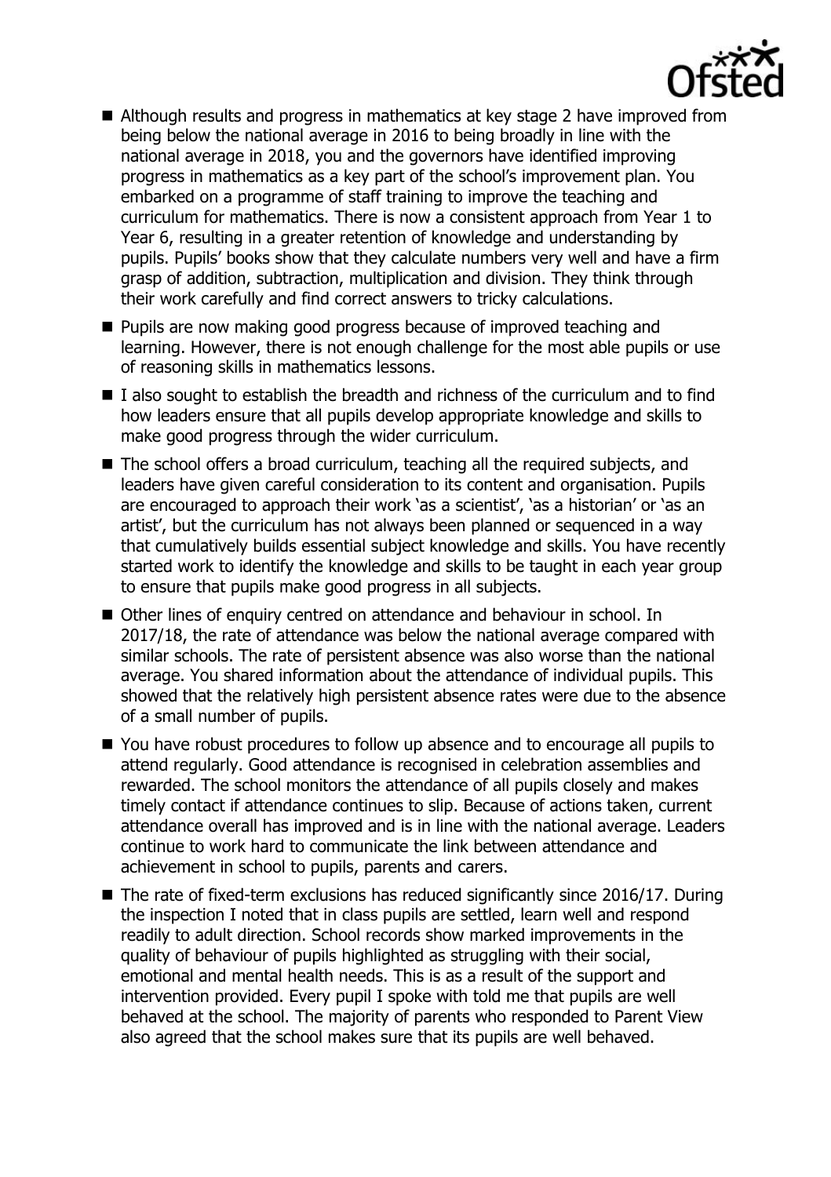- Although results and progress in mathematics at key stage 2 have improved from being below the national average in 2016 to being broadly in line with the national average in 2018, you and the governors have identified improving progress in mathematics as a key part of the school's improvement plan. You embarked on a programme of staff training to improve the teaching and curriculum for mathematics. There is now a consistent approach from Year 1 to Year 6, resulting in a greater retention of knowledge and understanding by pupils. Pupils' books show that they calculate numbers very well and have a firm grasp of addition, subtraction, multiplication and division. They think through their work carefully and find correct answers to tricky calculations.
- Pupils are now making good progress because of improved teaching and learning. However, there is not enough challenge for the most able pupils or use of reasoning skills in mathematics lessons.
- I also sought to establish the breadth and richness of the curriculum and to find how leaders ensure that all pupils develop appropriate knowledge and skills to make good progress through the wider curriculum.
- The school offers a broad curriculum, teaching all the required subjects, and leaders have given careful consideration to its content and organisation. Pupils are encouraged to approach their work 'as a scientist', 'as a historian' or 'as an artist', but the curriculum has not always been planned or sequenced in a way that cumulatively builds essential subject knowledge and skills. You have recently started work to identify the knowledge and skills to be taught in each year group to ensure that pupils make good progress in all subjects.
- Other lines of enquiry centred on attendance and behaviour in school. In 2017/18, the rate of attendance was below the national average compared with similar schools. The rate of persistent absence was also worse than the national average. You shared information about the attendance of individual pupils. This showed that the relatively high persistent absence rates were due to the absence of a small number of pupils.
- You have robust procedures to follow up absence and to encourage all pupils to attend regularly. Good attendance is recognised in celebration assemblies and rewarded. The school monitors the attendance of all pupils closely and makes timely contact if attendance continues to slip. Because of actions taken, current attendance overall has improved and is in line with the national average. Leaders continue to work hard to communicate the link between attendance and achievement in school to pupils, parents and carers.
- The rate of fixed-term exclusions has reduced significantly since 2016/17. During the inspection I noted that in class pupils are settled, learn well and respond readily to adult direction. School records show marked improvements in the quality of behaviour of pupils highlighted as struggling with their social, emotional and mental health needs. This is as a result of the support and intervention provided. Every pupil I spoke with told me that pupils are well behaved at the school. The majority of parents who responded to Parent View also agreed that the school makes sure that its pupils are well behaved.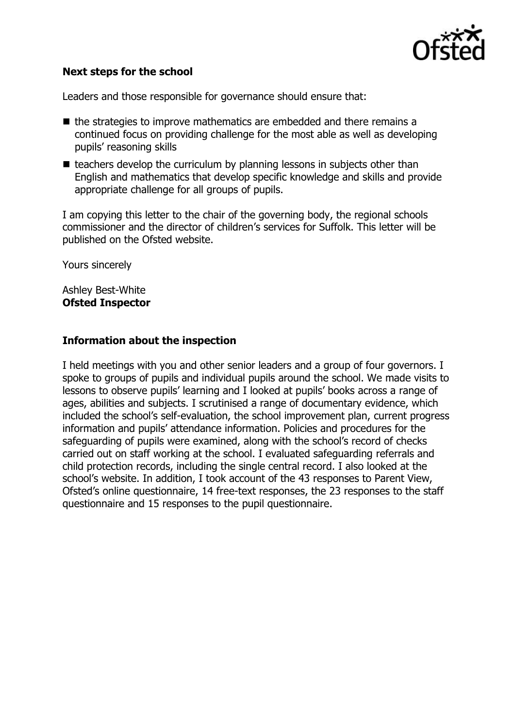**Next steps for the school**

Leaders and those responsible for governance should ensure that:

- the strategies to improve mathematics are embedded and there remains a continued focus on providing challenge for the most able as well as developing pupils' reasoning skills
- teachers develop the curriculum by planning lessons in subjects other than English and mathematics that develop specific knowledge and skills and provide appropriate challenge for all groups of pupils.

I am copying this letter to the chair of the governing body, the regional schools commissioner and the director of children's services for Suffolk. This letter will be published on the Ofsted website.

Yours sincerely

Ashley Best-White
**Ofsted Inspector**

## Information about the inspection

I held meetings with you and other senior leaders and a group of four governors. I spoke to groups of pupils and individual pupils around the school. We made visits to lessons to observe pupils' learning and I looked at pupils' books across a range of ages, abilities and subjects. I scrutinised a range of documentary evidence, which included the school's self-evaluation, the school improvement plan, current progress information and pupils' attendance information. Policies and procedures for the safeguarding of pupils were examined, along with the school's record of checks carried out on staff working at the school. I evaluated safeguarding referrals and child protection records, including the single central record. I also looked at the school's website. In addition, I took account of the 43 responses to Parent View, Ofsted's online questionnaire, 14 free-text responses, the 23 responses to the staff questionnaire and 15 responses to the pupil questionnaire.